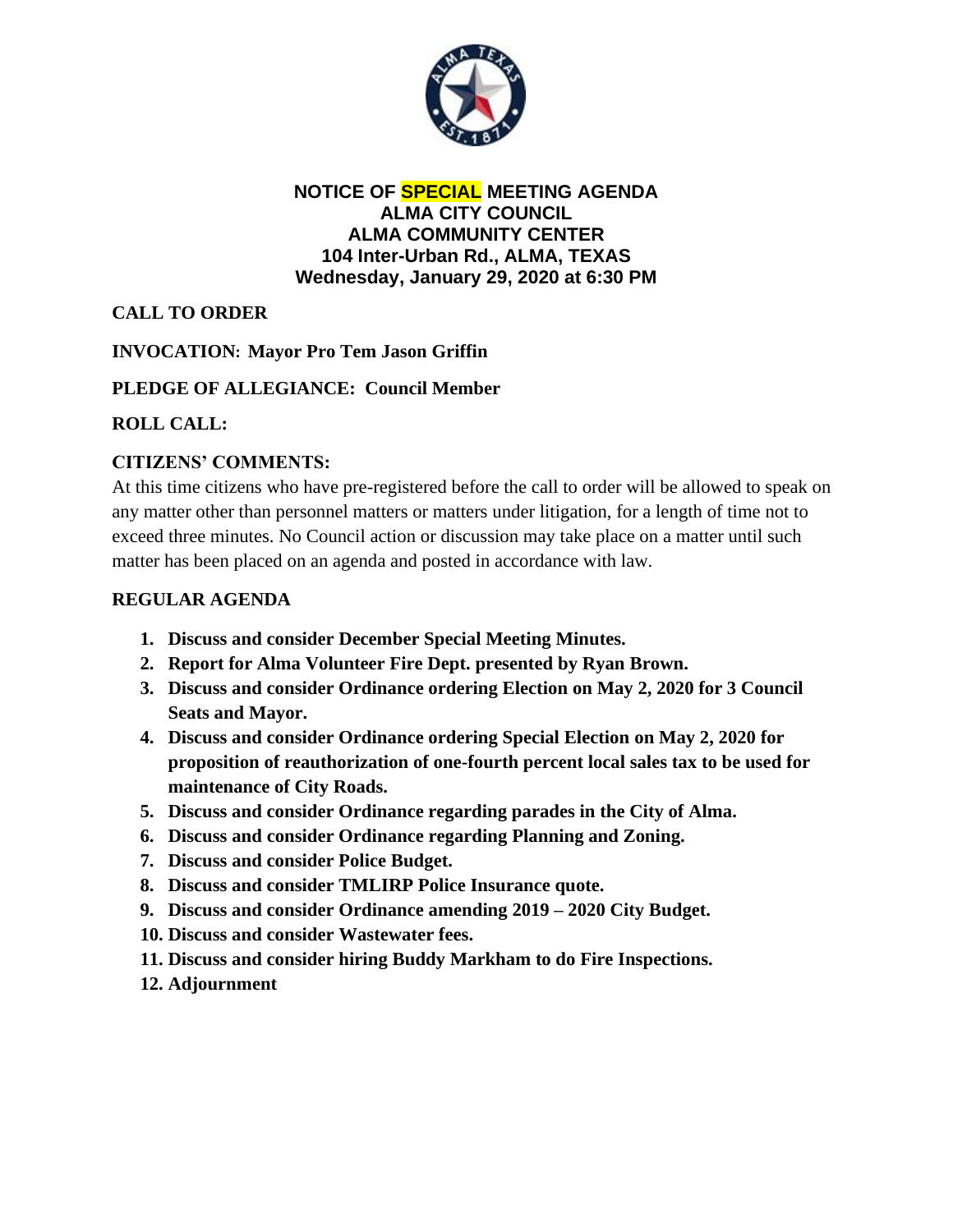# NOTICE OF SPECIAL MEETING AGENDA
## ALMA CITY COUNCIL
## ALMA COMMUNITY CENTER
## 104 Inter-Urban Rd., ALMA, TEXAS
## Wednesday, January 29, 2020 at 6:30 PM

**CALL TO ORDER**

**INVOCATION: Mayor Pro Tem Jason Griffin**

**PLEDGE OF ALLEGIANCE: Council Member**

**ROLL CALL:**

**CITIZENS' COMMENTS:**

At this time citizens who have pre-registered before the call to order will be allowed to speak on any matter other than personnel matters or matters under litigation, for a length of time not to exceed three minutes. No Council action or discussion may take place on a matter until such matter has been placed on an agenda and posted in accordance with law.

**REGULAR AGENDA**

1. **Discuss and consider December Special Meeting Minutes.**
2. **Report for Alma Volunteer Fire Dept. presented by Ryan Brown.**
3. **Discuss and consider Ordinance ordering Election on May 2, 2020 for 3 Council Seats and Mayor.**
4. **Discuss and consider Ordinance ordering Special Election on May 2, 2020 for proposition of reauthorization of one-fourth percent local sales tax to be used for maintenance of City Roads.**
5. **Discuss and consider Ordinance regarding parades in the City of Alma.**
6. **Discuss and consider Ordinance regarding Planning and Zoning.**
7. **Discuss and consider Police Budget.**
8. **Discuss and consider TMLIRP Police Insurance quote.**
9. **Discuss and consider Ordinance amending 2019 – 2020 City Budget.**
10. **Discuss and consider Wastewater fees.**
11. **Discuss and consider hiring Buddy Markham to do Fire Inspections.**
12. **Adjournment**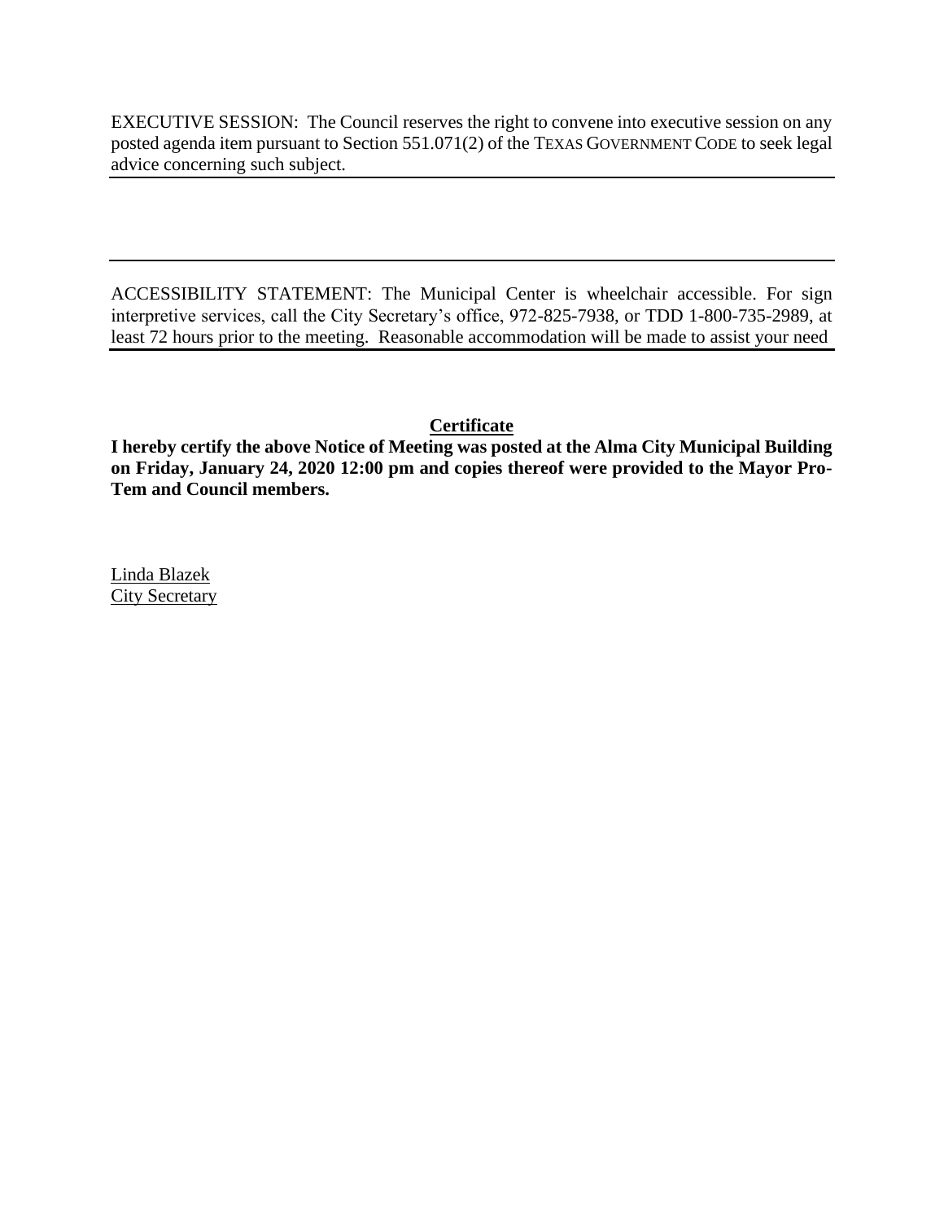EXECUTIVE SESSION: The Council reserves the right to convene into executive session on any posted agenda item pursuant to Section 551.071(2) of the TEXAS GOVERNMENT CODE to seek legal advice concerning such subject.

---

---

ACCESSIBILITY STATEMENT: The Municipal Center is wheelchair accessible. For sign interpretive services, call the City Secretary's office, 972-825-7938, or TDD 1-800-735-2989, at least 72 hours prior to the meeting. Reasonable accommodation will be made to assist your need

---

**Certificate**

**I hereby certify the above Notice of Meeting was posted at the Alma City Municipal Building on Friday, January 24, 2020 12:00 pm and copies thereof were provided to the Mayor Pro-Tem and Council members.**

Linda Blazek
City Secretary